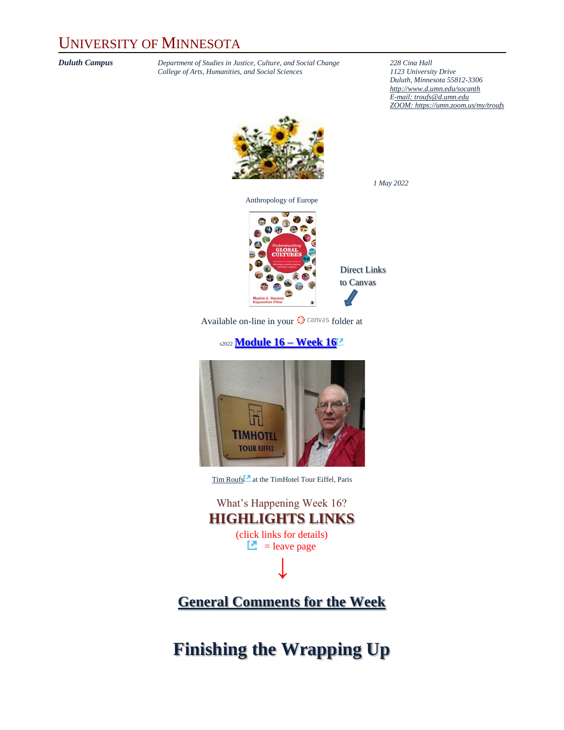# UNIVERSITY OF MINNESOTA

***Duluth Campus***

*Department of Studies in Justice, Culture, and Social Change*
*College of Arts, Humanities, and Social Sciences*

*228 Cina Hall*
*1123 University Drive*
*Duluth, Minnesota 55812-3306*
*http://www.d.umn.edu/socanth*
*E-mail: troufs@d.umn.edu*
*ZOOM: https://umn.zoom.us/my/troufs*

*1 May 2022*

Anthropology of Europe

Direct Links to Canvas

Available on-line in your canvas folder at

s2022 **Module 16 – Week 16**

Tim Roufs at the TimHotel Tour Eiffel, Paris

What's Happening Week 16?

**HIGHLIGHTS LINKS**

(click links for details)

= leave page

↓

## General Comments for the Week

# Finishing the Wrapping Up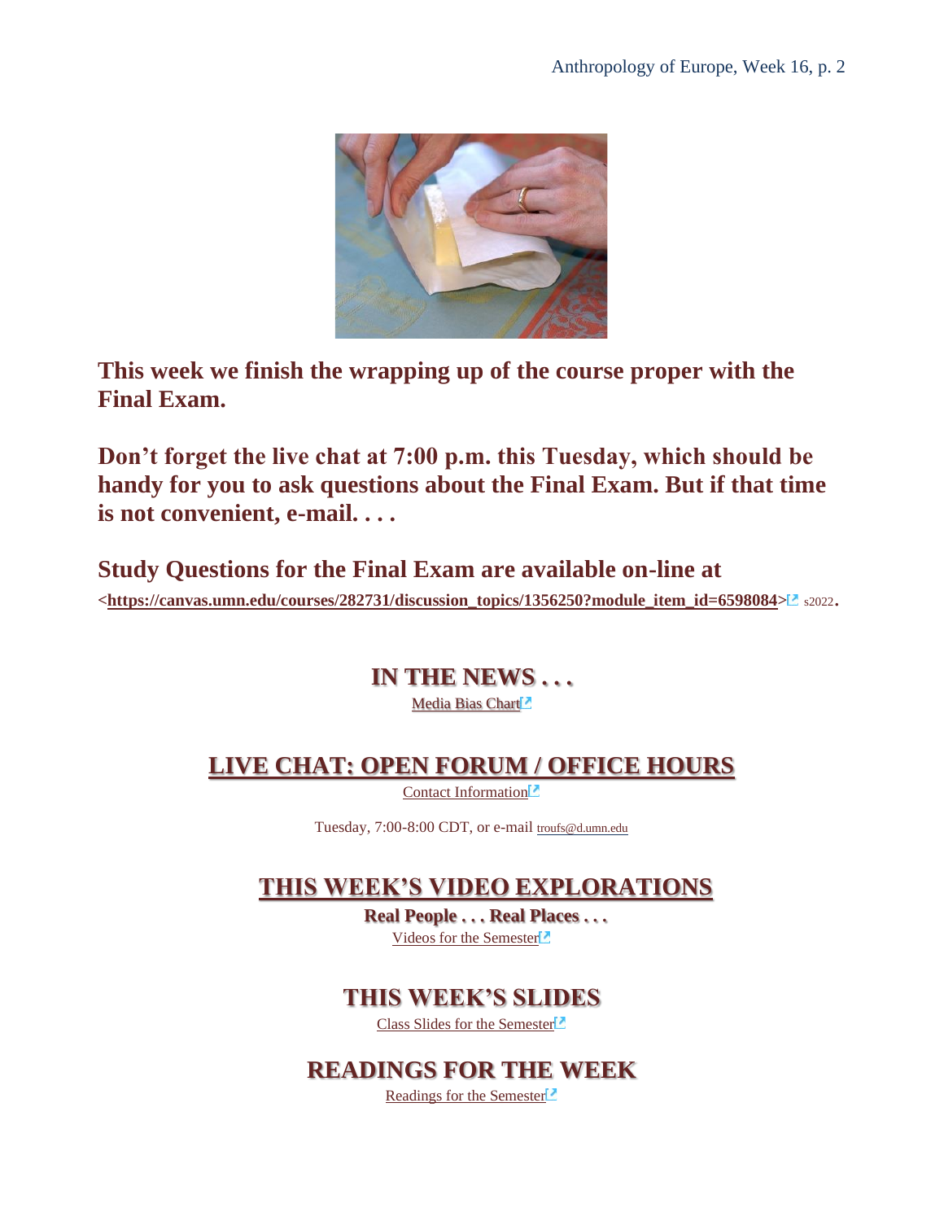**This week we finish the wrapping up of the course proper with the Final Exam.**

**Don't forget the live chat at 7:00 p.m. this Tuesday, which should be handy for you to ask questions about the Final Exam. But if that time is not convenient, e-mail. . . .**

**Study Questions for the Final Exam are available on-line at <https://canvas.umn.edu/courses/282731/discussion_topics/1356250?module_item_id=6598084>** s2022**.**

## IN THE NEWS . . .

Media Bias Chart

## LIVE CHAT: OPEN FORUM / OFFICE HOURS

Contact Information

Tuesday, 7:00-8:00 CDT, or e-mail troufs@d.umn.edu

## THIS WEEK'S VIDEO EXPLORATIONS

**Real People . . . Real Places . . .**

Videos for the Semester

## THIS WEEK'S SLIDES

Class Slides for the Semester

## READINGS FOR THE WEEK

Readings for the Semester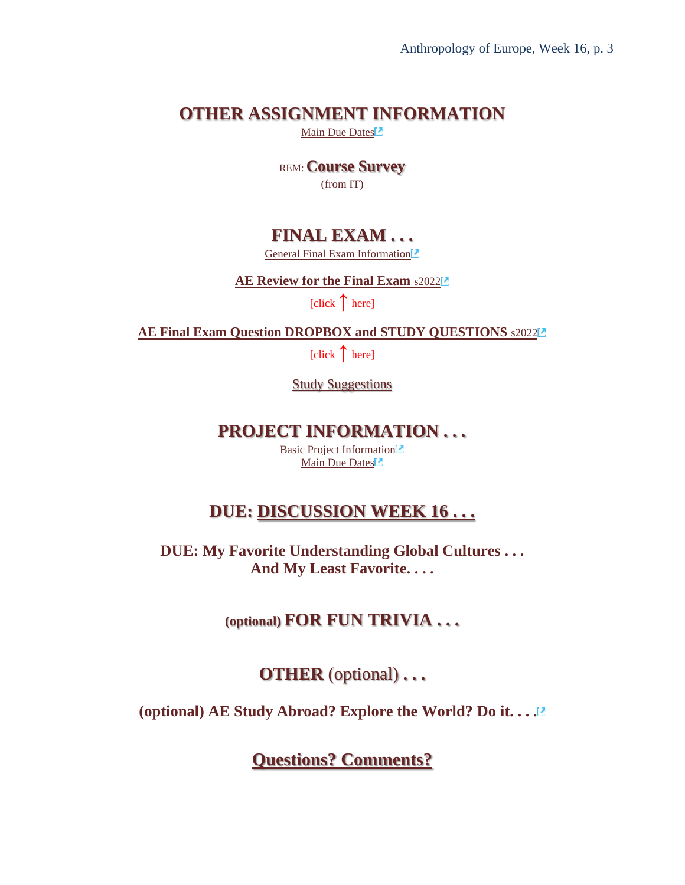## OTHER ASSIGNMENT INFORMATION

Main Due Dates

REM: **Course Survey**
(from IT)

## FINAL EXAM . . .

General Final Exam Information

**AE Review for the Final Exam** s2022

[click ↑ here]

**AE Final Exam Question DROPBOX and STUDY QUESTIONS** s2022

[click ↑ here]

Study Suggestions

## PROJECT INFORMATION . . .

Basic Project Information
Main Due Dates

## DUE: DISCUSSION WEEK 16 . . .

**DUE: My Favorite Understanding Global Cultures . . .
And My Least Favorite. . . .**

## (optional) FOR FUN TRIVIA . . .

## OTHER (optional) . . .

**(optional) AE Study Abroad? Explore the World? Do it. . . .**

## Questions? Comments?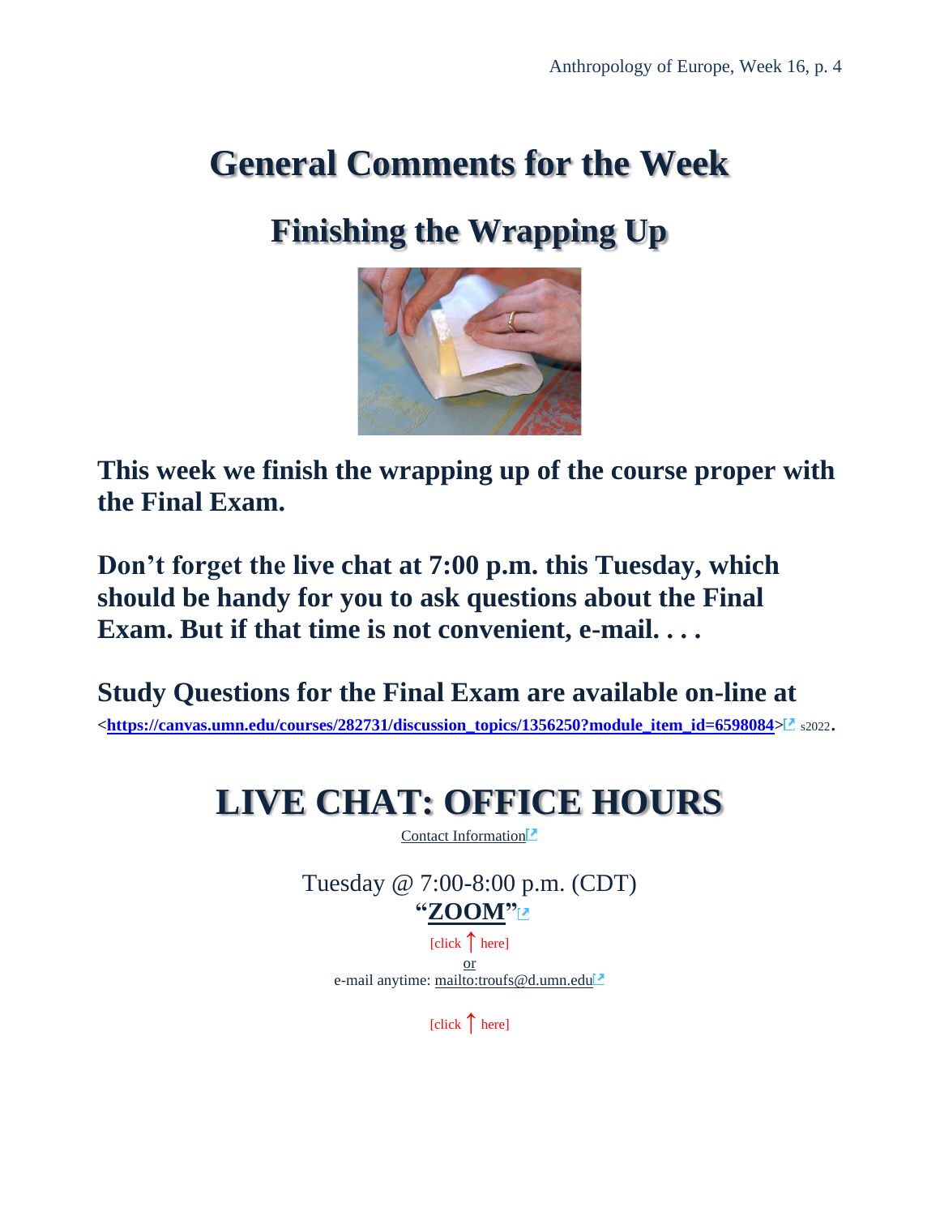# General Comments for the Week

## Finishing the Wrapping Up

**This week we finish the wrapping up of the course proper with the Final Exam.**

**Don't forget the live chat at 7:00 p.m. this Tuesday, which should be handy for you to ask questions about the Final Exam. But if that time is not convenient, e-mail. . . .**

**Study Questions for the Final Exam are available on-line at <https://canvas.umn.edu/courses/282731/discussion_topics/1356250?module_item_id=6598084>** s2022.

# LIVE CHAT: OFFICE HOURS

Contact Information

Tuesday @ 7:00-8:00 p.m. (CDT)

**"ZOOM"**

[click ↑ here]

or

e-mail anytime: mailto:troufs@d.umn.edu

[click ↑ here]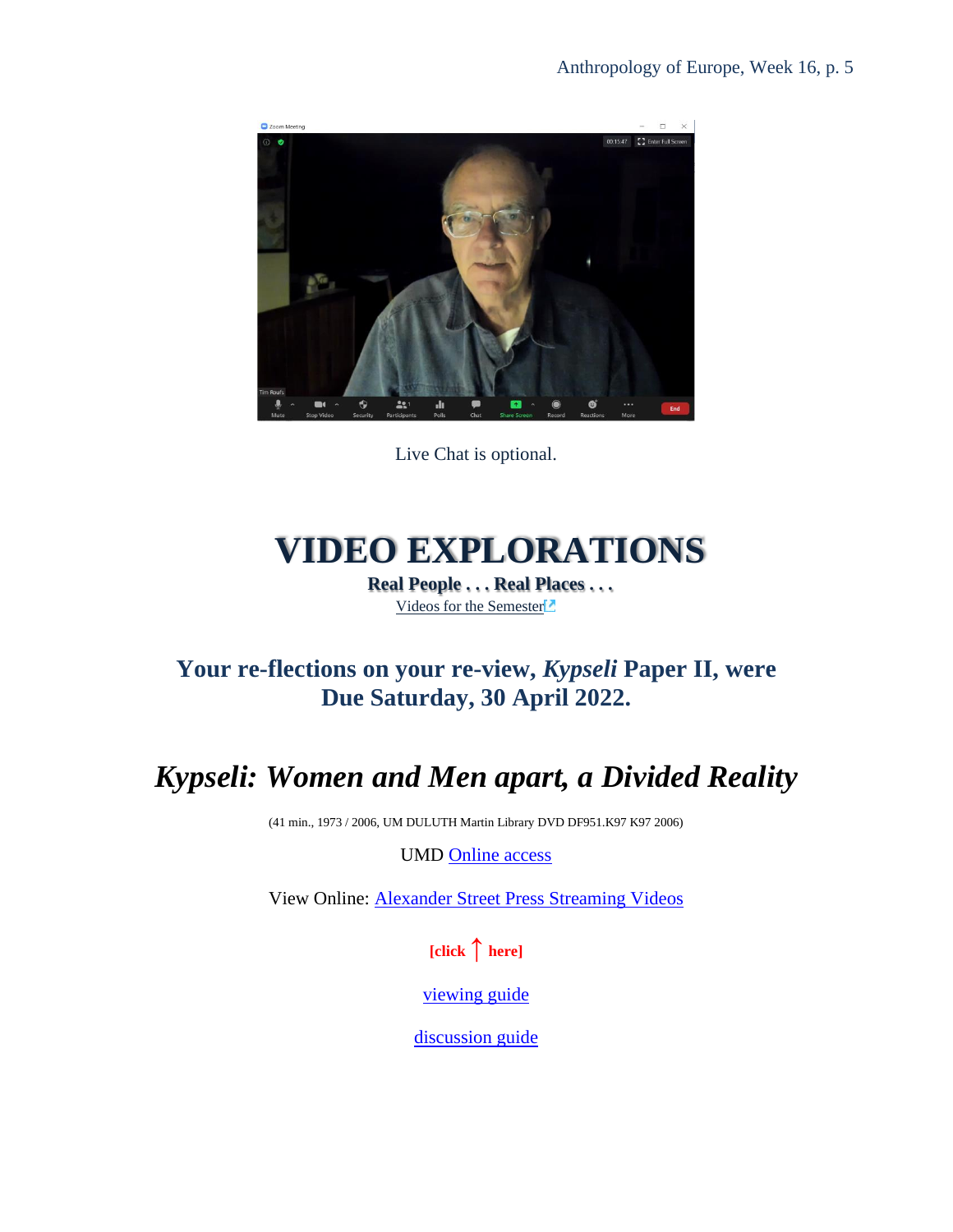Live Chat is optional.

# VIDEO EXPLORATIONS

**Real People . . . Real Places . . .**

Videos for the Semester

## Your re-flections on your re-view, *Kypseli* Paper II, were Due Saturday, 30 April 2022.

## *Kypseli: Women and Men apart, a Divided Reality*

(41 min., 1973 / 2006, UM DULUTH Martin Library DVD DF951.K97 K97 2006)

UMD Online access

View Online: Alexander Street Press Streaming Videos

**[click ↑ here]**

viewing guide

discussion guide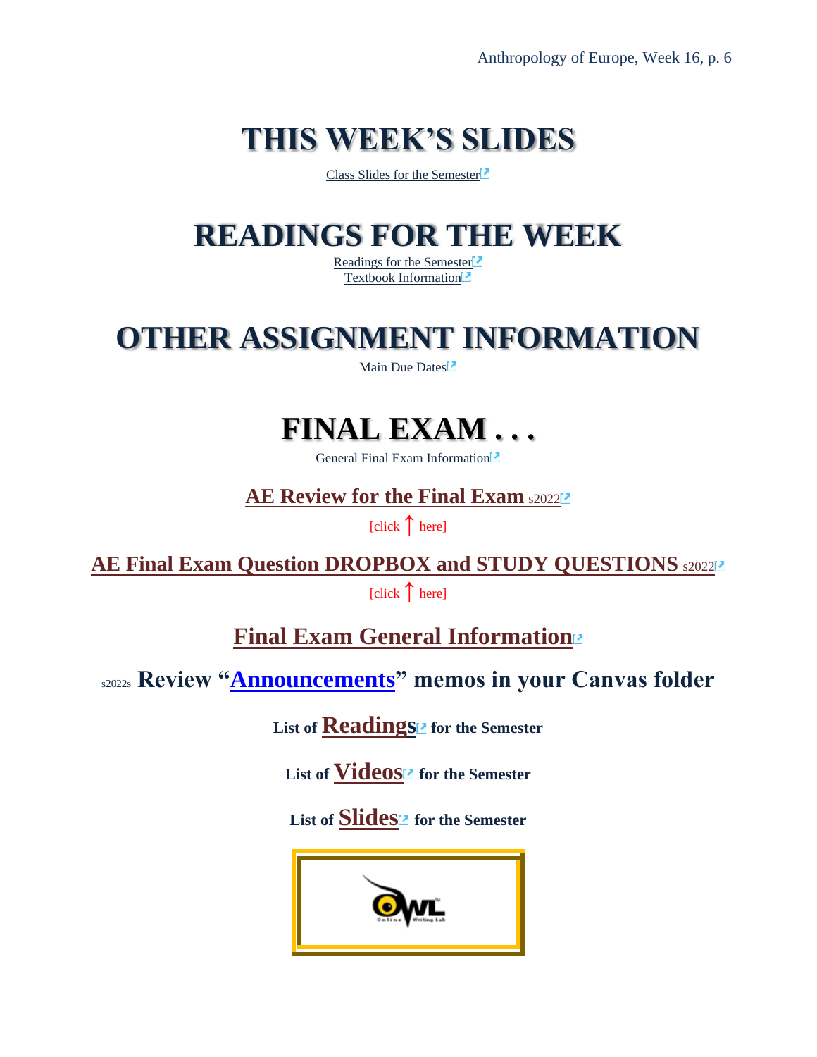# THIS WEEK'S SLIDES

Class Slides for the Semester

# READINGS FOR THE WEEK

Readings for the Semester
Textbook Information

# OTHER ASSIGNMENT INFORMATION

Main Due Dates

# FINAL EXAM . . .

General Final Exam Information

## AE Review for the Final Exam s2022

[click ↑ here]

## AE Final Exam Question DROPBOX and STUDY QUESTIONS s2022

[click ↑ here]

## Final Exam General Information

s2022s **Review "Announcements" memos in your Canvas folder**

**List of Readings for the Semester**

**List of Videos for the Semester**

**List of Slides for the Semester**

OWL Online Writing Lab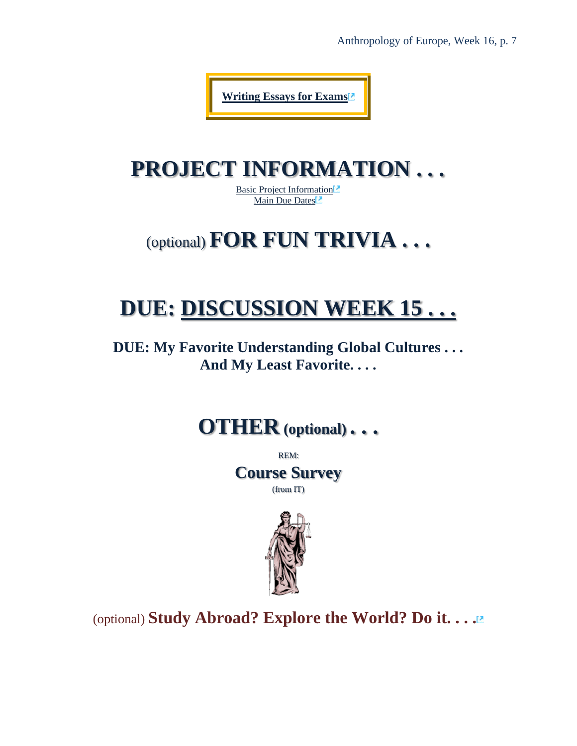**Writing Essays for Exams**

# PROJECT INFORMATION . . .

Basic Project Information
Main Due Dates

# (optional) FOR FUN TRIVIA . . .

# DUE: DISCUSSION WEEK 15 . . .

**DUE: My Favorite Understanding Global Cultures . . .
And My Least Favorite. . . .**

# OTHER (optional) . . .

REM:

## Course Survey

(from IT)

(optional) **Study Abroad? Explore the World? Do it. . . .**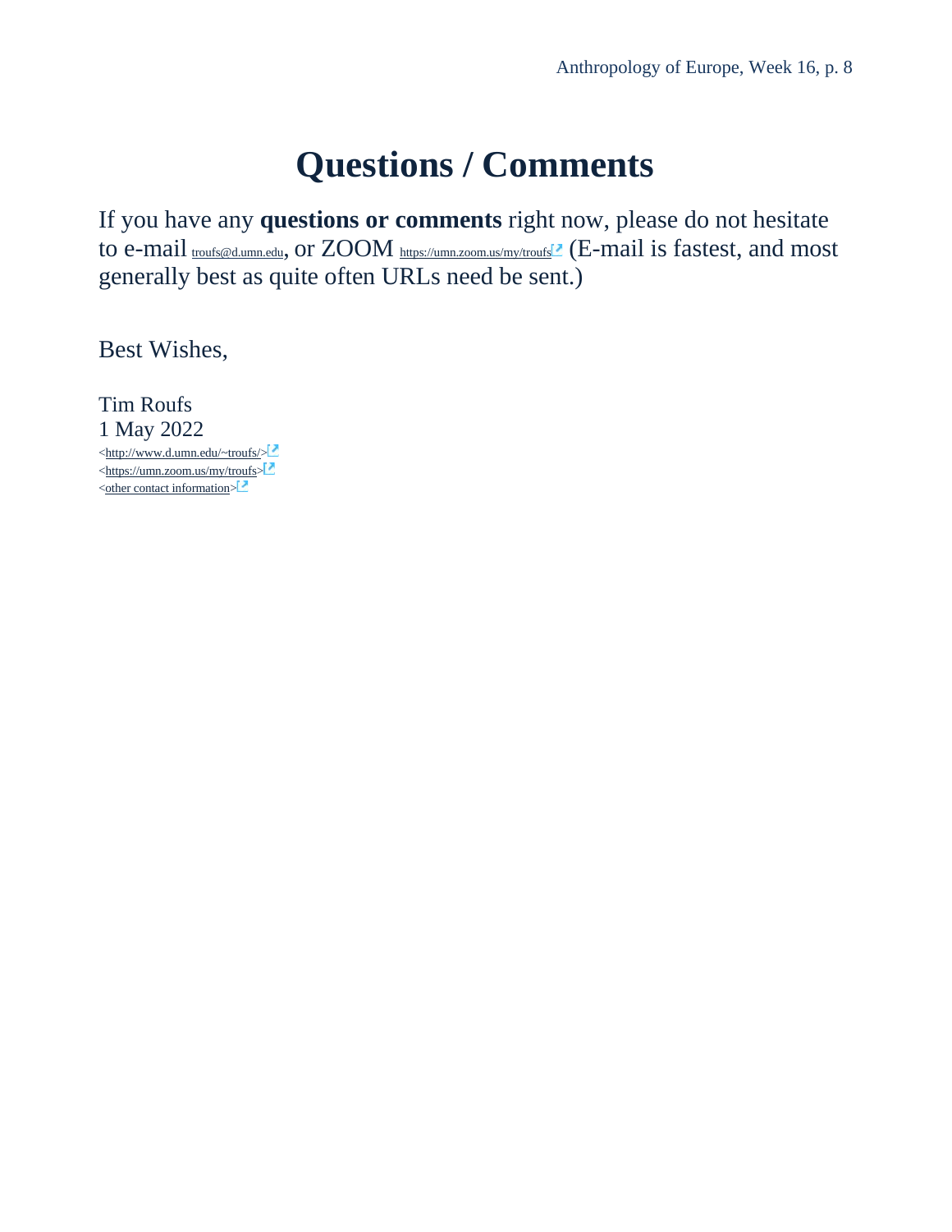# Questions / Comments

If you have any **questions or comments** right now, please do not hesitate to e-mail troufs@d.umn.edu, or ZOOM https://umn.zoom.us/my/troufs (E-mail is fastest, and most generally best as quite often URLs need be sent.)

Best Wishes,

Tim Roufs  
1 May 2022  
<http://www.d.umn.edu/~troufs/>  
<https://umn.zoom.us/my/troufs>  
<other contact information>